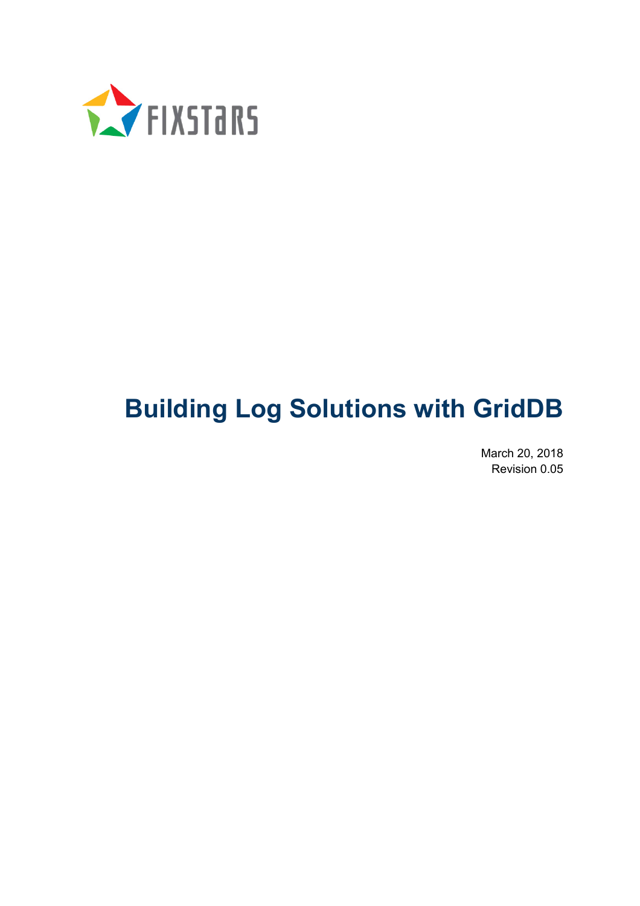FIXSTARS

# Building Log Solutions with GridDB

March 20, 2018
Revision 0.05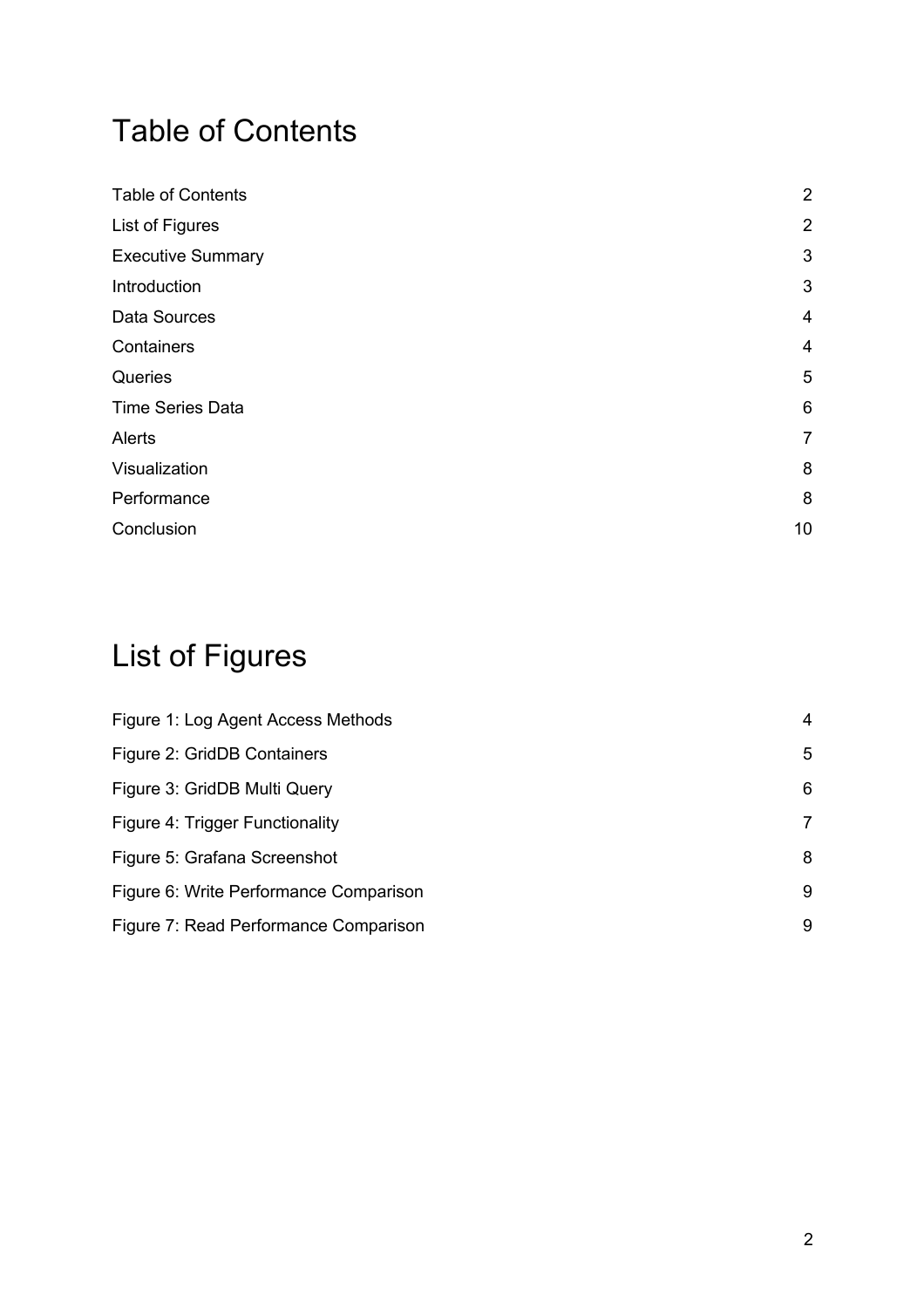# Table of Contents

| | |
|---|---|
| Table of Contents | 2 |
| List of Figures | 2 |
| Executive Summary | 3 |
| Introduction | 3 |
| Data Sources | 4 |
| Containers | 4 |
| Queries | 5 |
| Time Series Data | 6 |
| Alerts | 7 |
| Visualization | 8 |
| Performance | 8 |
| Conclusion | 10 |

# List of Figures

| | |
|---|---|
| Figure 1: Log Agent Access Methods | 4 |
| Figure 2: GridDB Containers | 5 |
| Figure 3: GridDB Multi Query | 6 |
| Figure 4: Trigger Functionality | 7 |
| Figure 5: Grafana Screenshot | 8 |
| Figure 6: Write Performance Comparison | 9 |
| Figure 7: Read Performance Comparison | 9 |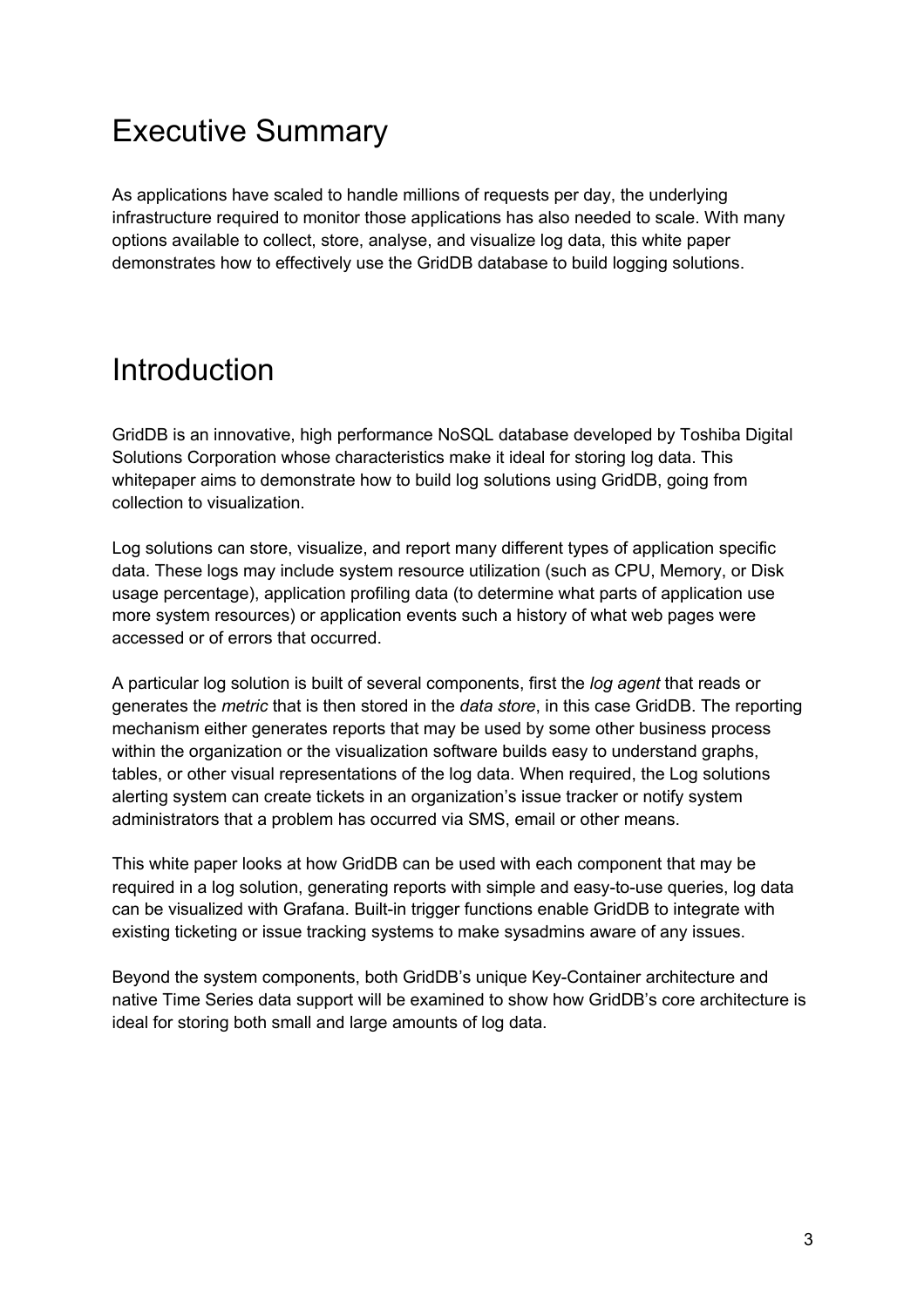# Executive Summary

As applications have scaled to handle millions of requests per day, the underlying infrastructure required to monitor those applications has also needed to scale. With many options available to collect, store, analyse, and visualize log data, this white paper demonstrates how to effectively use the GridDB database to build logging solutions.

# Introduction

GridDB is an innovative, high performance NoSQL database developed by Toshiba Digital Solutions Corporation whose characteristics make it ideal for storing log data. This whitepaper aims to demonstrate how to build log solutions using GridDB, going from collection to visualization.

Log solutions can store, visualize, and report many different types of application specific data. These logs may include system resource utilization (such as CPU, Memory, or Disk usage percentage), application profiling data (to determine what parts of application use more system resources) or application events such a history of what web pages were accessed or of errors that occurred.

A particular log solution is built of several components, first the *log agent* that reads or generates the *metric* that is then stored in the *data store*, in this case GridDB. The reporting mechanism either generates reports that may be used by some other business process within the organization or the visualization software builds easy to understand graphs, tables, or other visual representations of the log data. When required, the Log solutions alerting system can create tickets in an organization's issue tracker or notify system administrators that a problem has occurred via SMS, email or other means.

This white paper looks at how GridDB can be used with each component that may be required in a log solution, generating reports with simple and easy-to-use queries, log data can be visualized with Grafana. Built-in trigger functions enable GridDB to integrate with existing ticketing or issue tracking systems to make sysadmins aware of any issues.

Beyond the system components, both GridDB's unique Key-Container architecture and native Time Series data support will be examined to show how GridDB's core architecture is ideal for storing both small and large amounts of log data.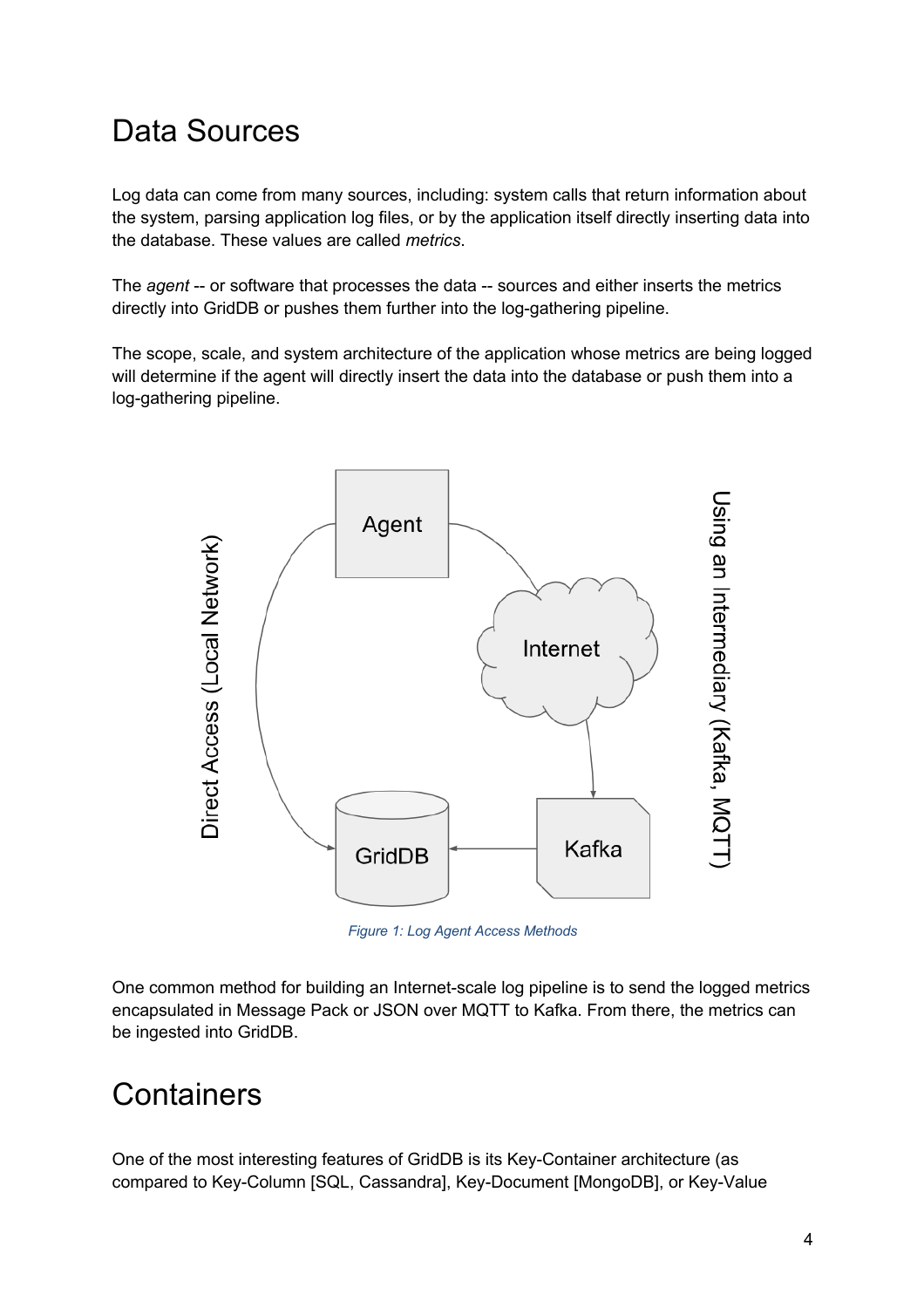# Data Sources

Log data can come from many sources, including: system calls that return information about the system, parsing application log files, or by the application itself directly inserting data into the database. These values are called *metrics*.

The *agent* -- or software that processes the data -- sources and either inserts the metrics directly into GridDB or pushes them further into the log-gathering pipeline.

The scope, scale, and system architecture of the application whose metrics are being logged will determine if the agent will directly insert the data into the database or push them into a log-gathering pipeline.

*Figure 1: Log Agent Access Methods*

One common method for building an Internet-scale log pipeline is to send the logged metrics encapsulated in Message Pack or JSON over MQTT to Kafka. From there, the metrics can be ingested into GridDB.

# Containers

One of the most interesting features of GridDB is its Key-Container architecture (as compared to Key-Column [SQL, Cassandra], Key-Document [MongoDB], or Key-Value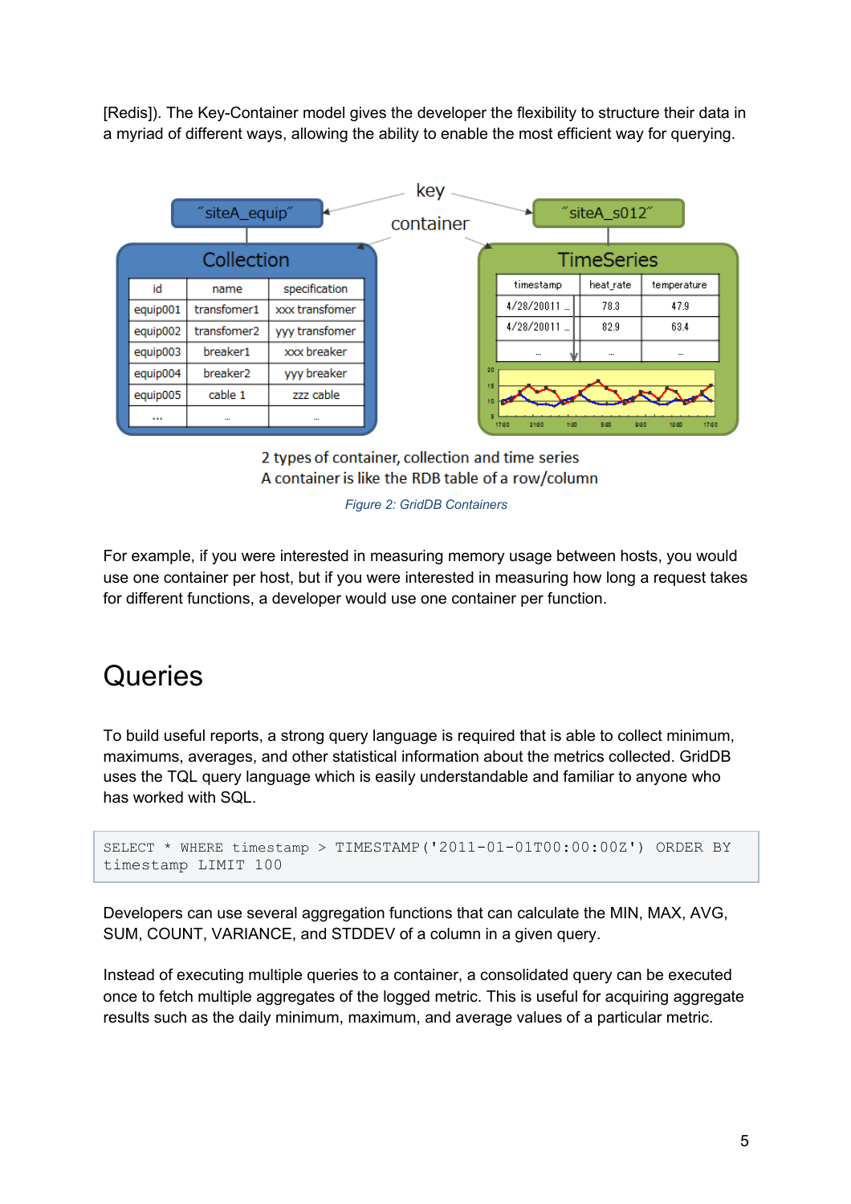[Redis]). The Key-Container model gives the developer the flexibility to structure their data in a myriad of different ways, allowing the ability to enable the most efficient way for querying.

2 types of container, collection and time series
A container is like the RDB table of a row/column

*Figure 2: GridDB Containers*

For example, if you were interested in measuring memory usage between hosts, you would use one container per host, but if you were interested in measuring how long a request takes for different functions, a developer would use one container per function.

# Queries

To build useful reports, a strong query language is required that is able to collect minimum, maximums, averages, and other statistical information about the metrics collected. GridDB uses the TQL query language which is easily understandable and familiar to anyone who has worked with SQL.

```
SELECT * WHERE timestamp > TIMESTAMP('2011-01-01T00:00:00Z') ORDER BY
timestamp LIMIT 100
```

Developers can use several aggregation functions that can calculate the MIN, MAX, AVG, SUM, COUNT, VARIANCE, and STDDEV of a column in a given query.

Instead of executing multiple queries to a container, a consolidated query can be executed once to fetch multiple aggregates of the logged metric. This is useful for acquiring aggregate results such as the daily minimum, maximum, and average values of a particular metric.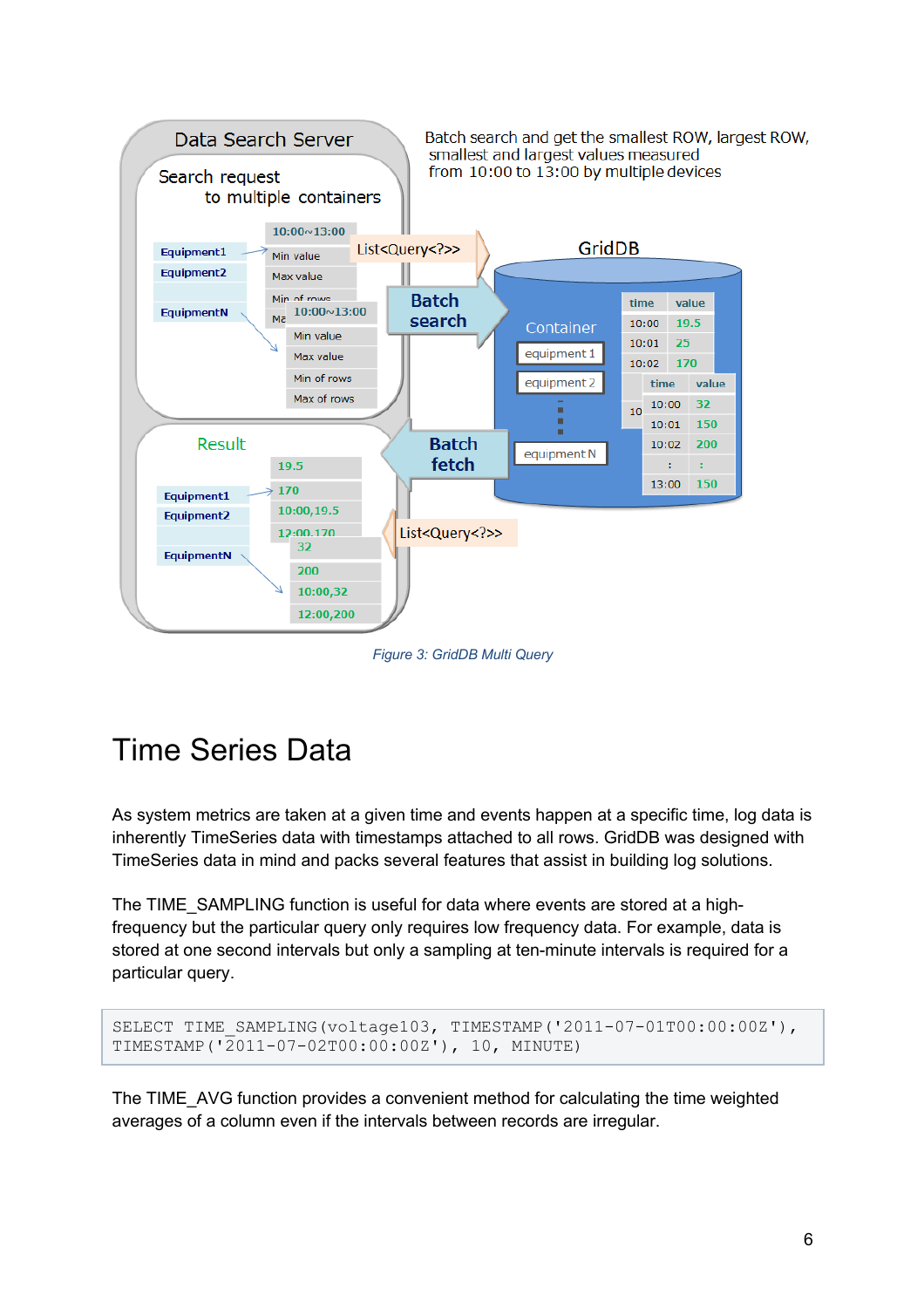Figure 3: GridDB Multi Query

# Time Series Data

As system metrics are taken at a given time and events happen at a specific time, log data is inherently TimeSeries data with timestamps attached to all rows. GridDB was designed with TimeSeries data in mind and packs several features that assist in building log solutions.

The TIME_SAMPLING function is useful for data where events are stored at a high-frequency but the particular query only requires low frequency data. For example, data is stored at one second intervals but only a sampling at ten-minute intervals is required for a particular query.

```
SELECT TIME_SAMPLING(voltage103, TIMESTAMP('2011-07-01T00:00:00Z'),
TIMESTAMP('2011-07-02T00:00:00Z'), 10, MINUTE)
```

The TIME_AVG function provides a convenient method for calculating the time weighted averages of a column even if the intervals between records are irregular.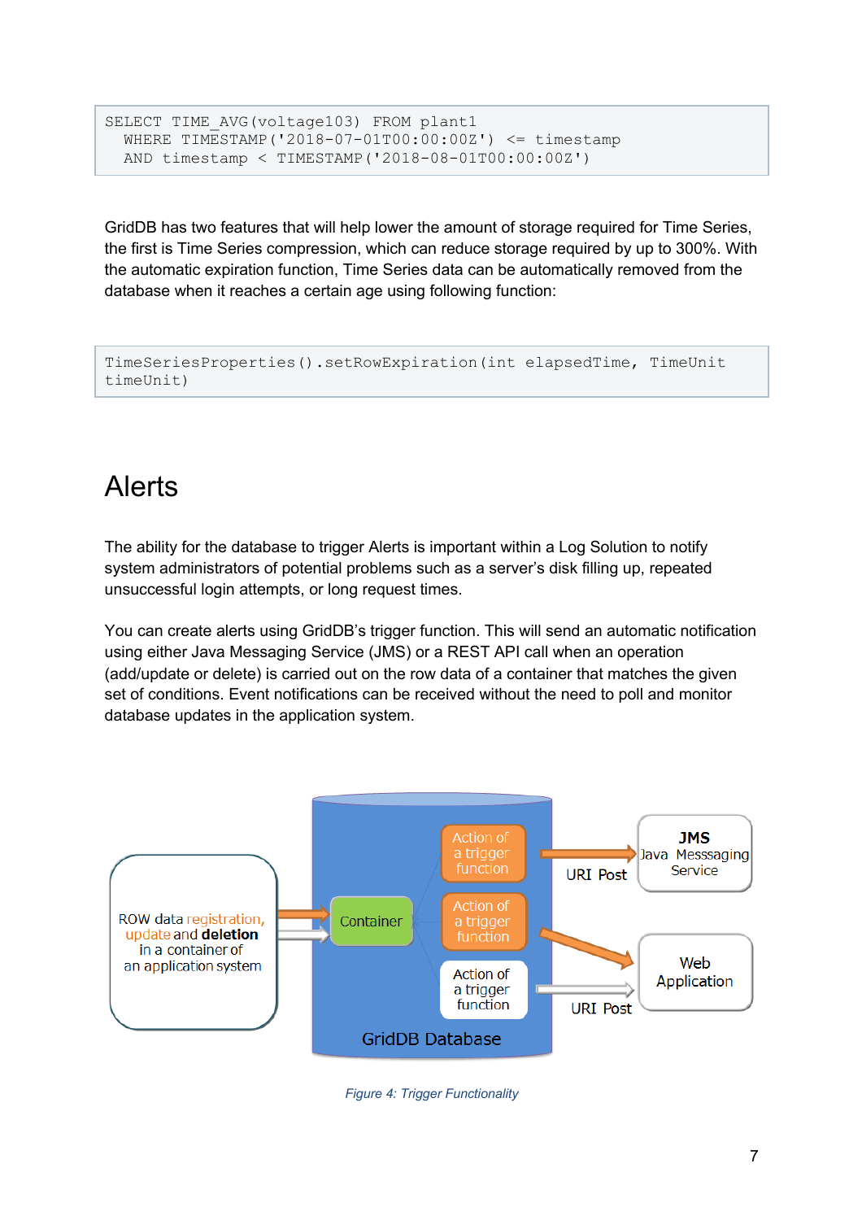```
SELECT TIME_AVG(voltage103) FROM plant1
  WHERE TIMESTAMP('2018-07-01T00:00:00Z') <= timestamp
  AND timestamp < TIMESTAMP('2018-08-01T00:00:00Z')
```

GridDB has two features that will help lower the amount of storage required for Time Series, the first is Time Series compression, which can reduce storage required by up to 300%. With the automatic expiration function, Time Series data can be automatically removed from the database when it reaches a certain age using following function:

```
TimeSeriesProperties().setRowExpiration(int elapsedTime, TimeUnit
timeUnit)
```

# Alerts

The ability for the database to trigger Alerts is important within a Log Solution to notify system administrators of potential problems such as a server's disk filling up, repeated unsuccessful login attempts, or long request times.

You can create alerts using GridDB's trigger function. This will send an automatic notification using either Java Messaging Service (JMS) or a REST API call when an operation (add/update or delete) is carried out on the row data of a container that matches the given set of conditions. Event notifications can be received without the need to poll and monitor database updates in the application system.

*Figure 4: Trigger Functionality*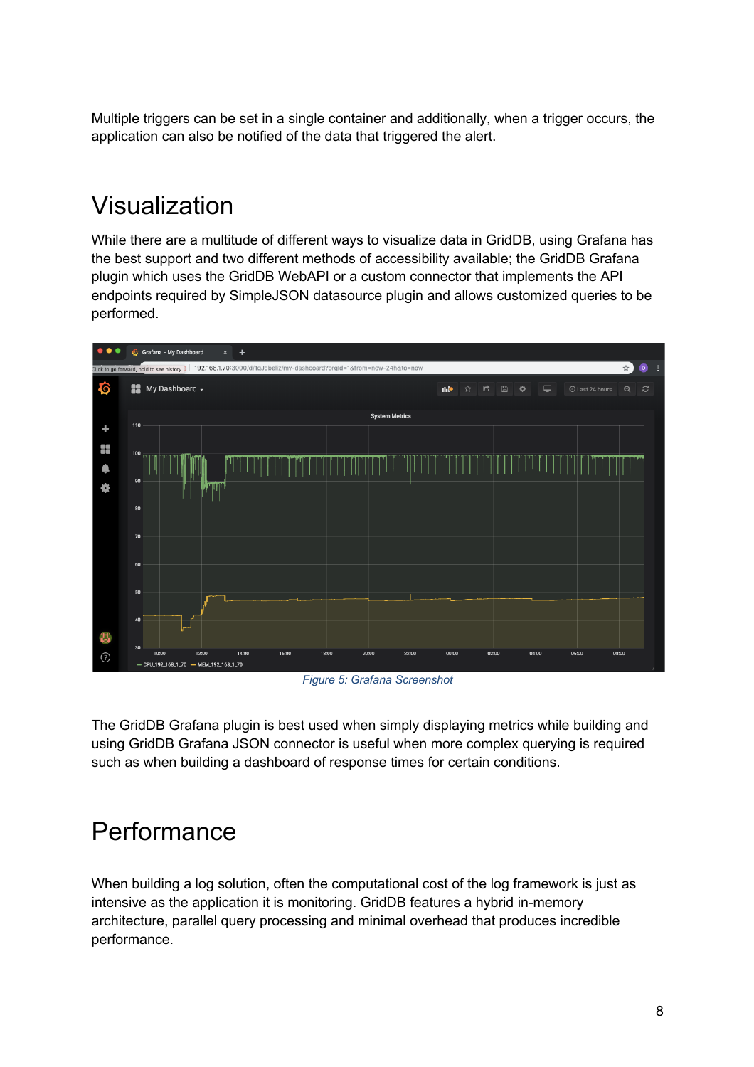Multiple triggers can be set in a single container and additionally, when a trigger occurs, the application can also be notified of the data that triggered the alert.

# Visualization

While there are a multitude of different ways to visualize data in GridDB, using Grafana has the best support and two different methods of accessibility available; the GridDB Grafana plugin which uses the GridDB WebAPI or a custom connector that implements the API endpoints required by SimpleJSON datasource plugin and allows customized queries to be performed.

*Figure 5: Grafana Screenshot*

The GridDB Grafana plugin is best used when simply displaying metrics while building and using GridDB Grafana JSON connector is useful when more complex querying is required such as when building a dashboard of response times for certain conditions.

# Performance

When building a log solution, often the computational cost of the log framework is just as intensive as the application it is monitoring. GridDB features a hybrid in-memory architecture, parallel query processing and minimal overhead that produces incredible performance.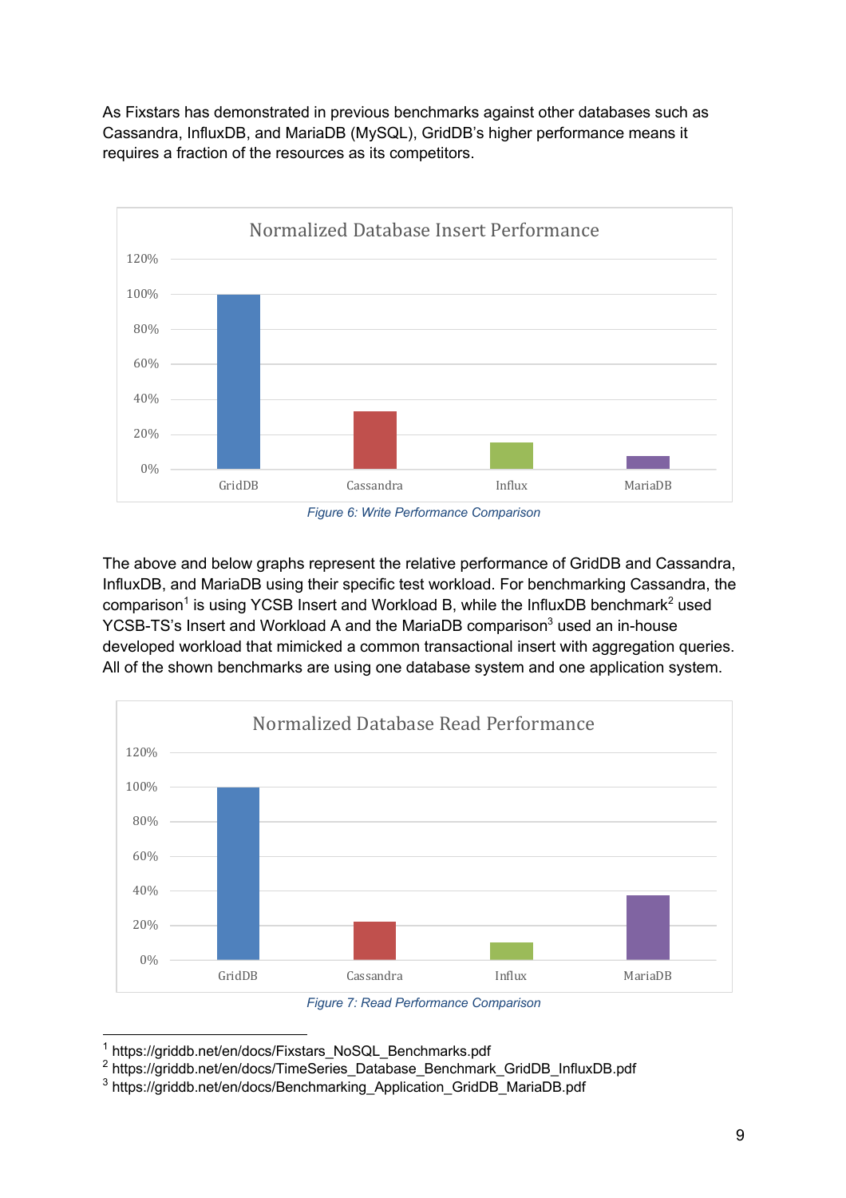As Fixstars has demonstrated in previous benchmarks against other databases such as Cassandra, InfluxDB, and MariaDB (MySQL), GridDB's higher performance means it requires a fraction of the resources as its competitors.

*Figure 6: Write Performance Comparison*

The above and below graphs represent the relative performance of GridDB and Cassandra, InfluxDB, and MariaDB using their specific test workload. For benchmarking Cassandra, the comparison[1] is using YCSB Insert and Workload B, while the InfluxDB benchmark[2] used YCSB-TS's Insert and Workload A and the MariaDB comparison[3] used an in-house developed workload that mimicked a common transactional insert with aggregation queries. All of the shown benchmarks are using one database system and one application system.

*Figure 7: Read Performance Comparison*

---

[1] https://griddb.net/en/docs/Fixstars_NoSQL_Benchmarks.pdf
[2] https://griddb.net/en/docs/TimeSeries_Database_Benchmark_GridDB_InfluxDB.pdf
[3] https://griddb.net/en/docs/Benchmarking_Application_GridDB_MariaDB.pdf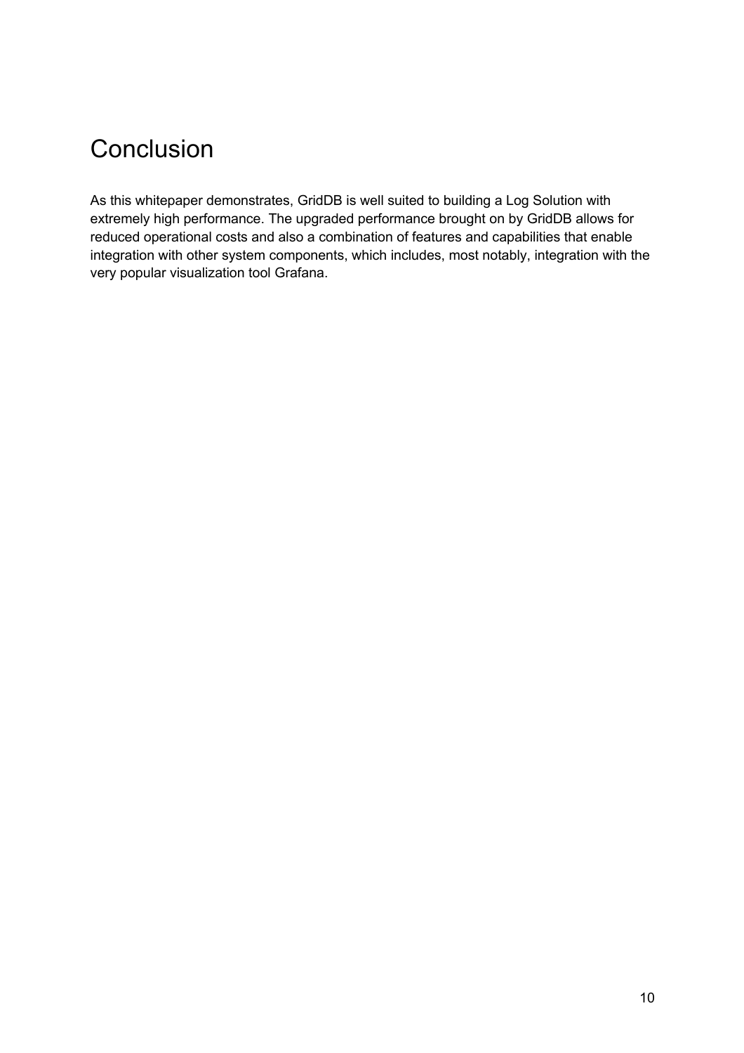# Conclusion

As this whitepaper demonstrates, GridDB is well suited to building a Log Solution with extremely high performance. The upgraded performance brought on by GridDB allows for reduced operational costs and also a combination of features and capabilities that enable integration with other system components, which includes, most notably, integration with the very popular visualization tool Grafana.